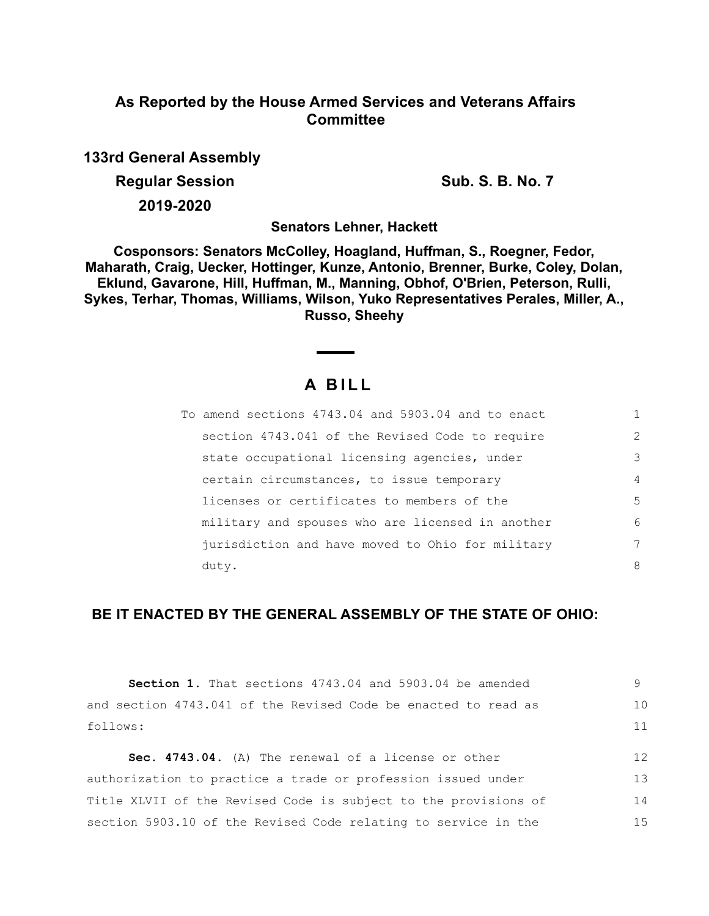**As Reported by the House Armed Services and Veterans Affairs Committee**

**133rd General Assembly**

**Regular Session 2019-2020**

**Sub. S. B. No. 7**

**Senators Lehner, Hackett**

**Cosponsors: Senators McColley, Hoagland, Huffman, S., Roegner, Fedor, Maharath, Craig, Uecker, Hottinger, Kunze, Antonio, Brenner, Burke, Coley, Dolan, Eklund, Gavarone, Hill, Huffman, M., Manning, Obhof, O'Brien, Peterson, Rulli, Sykes, Terhar, Thomas, Williams, Wilson, Yuko Representatives Perales, Miller, A., Russo, Sheehy**

# A BILL

To amend sections 4743.04 and 5903.04 and to enact section 4743.041 of the Revised Code to require state occupational licensing agencies, under certain circumstances, to issue temporary licenses or certificates to members of the military and spouses who are licensed in another jurisdiction and have moved to Ohio for military duty.

**BE IT ENACTED BY THE GENERAL ASSEMBLY OF THE STATE OF OHIO:**

**Section 1.** That sections 4743.04 and 5903.04 be amended and section 4743.041 of the Revised Code be enacted to read as follows:

**Sec. 4743.04.** (A) The renewal of a license or other authorization to practice a trade or profession issued under Title XLVII of the Revised Code is subject to the provisions of section 5903.10 of the Revised Code relating to service in the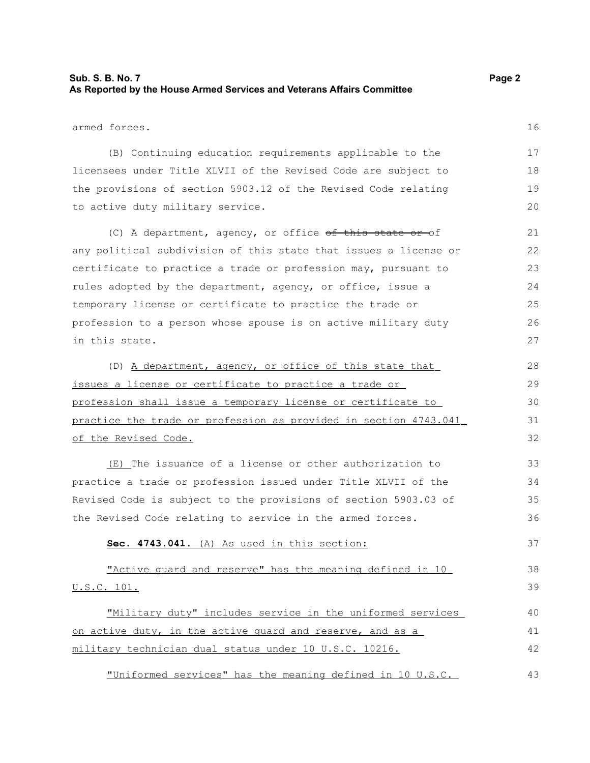armed forces.

(B) Continuing education requirements applicable to the licensees under Title XLVII of the Revised Code are subject to the provisions of section 5903.12 of the Revised Code relating to active duty military service.

(C) A department, agency, or office ~~of this state or~~ of any political subdivision of this state that issues a license or certificate to practice a trade or profession may, pursuant to rules adopted by the department, agency, or office, issue a temporary license or certificate to practice the trade or profession to a person whose spouse is on active military duty in this state.

(D) <u>A department, agency, or office of this state that issues a license or certificate to practice a trade or profession shall issue a temporary license or certificate to practice the trade or profession as provided in section 4743.041 of the Revised Code.</u>

<u>(E)</u> The issuance of a license or other authorization to practice a trade or profession issued under Title XLVII of the Revised Code is subject to the provisions of section 5903.03 of the Revised Code relating to service in the armed forces.

**Sec. 4743.041.** <u>(A) As used in this section:</u>

<u>"Active guard and reserve" has the meaning defined in 10 U.S.C. 101.</u>

<u>"Military duty" includes service in the uniformed services on active duty, in the active guard and reserve, and as a military technician dual status under 10 U.S.C. 10216.</u>

<u>"Uniformed services" has the meaning defined in 10 U.S.C.</u>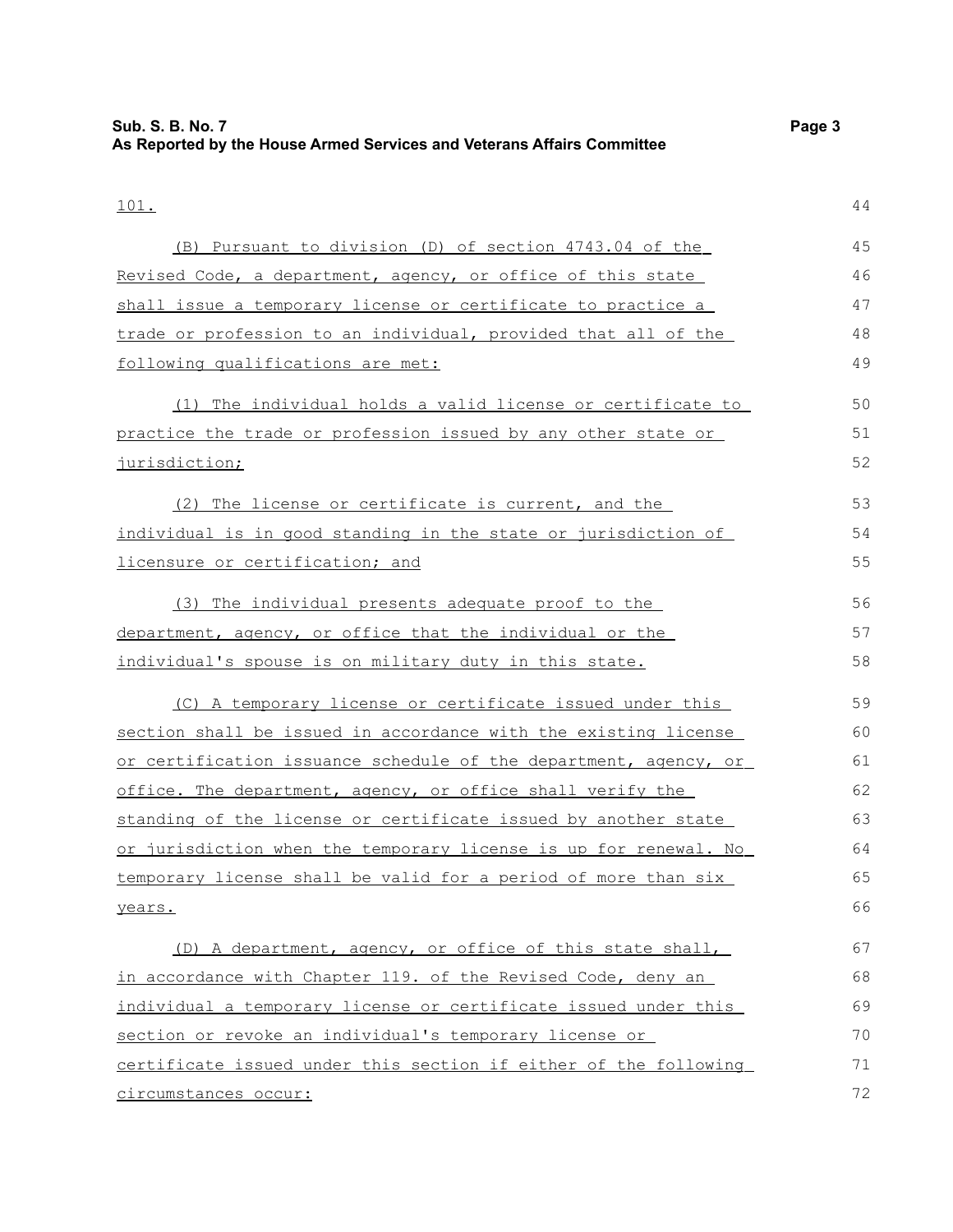101.

(B) Pursuant to division (D) of section 4743.04 of the Revised Code, a department, agency, or office of this state shall issue a temporary license or certificate to practice a trade or profession to an individual, provided that all of the following qualifications are met:

(1) The individual holds a valid license or certificate to practice the trade or profession issued by any other state or jurisdiction;

(2) The license or certificate is current, and the individual is in good standing in the state or jurisdiction of licensure or certification; and

(3) The individual presents adequate proof to the department, agency, or office that the individual or the individual's spouse is on military duty in this state.

(C) A temporary license or certificate issued under this section shall be issued in accordance with the existing license or certification issuance schedule of the department, agency, or office. The department, agency, or office shall verify the standing of the license or certificate issued by another state or jurisdiction when the temporary license is up for renewal. No temporary license shall be valid for a period of more than six years.

(D) A department, agency, or office of this state shall, in accordance with Chapter 119. of the Revised Code, deny an individual a temporary license or certificate issued under this section or revoke an individual's temporary license or certificate issued under this section if either of the following circumstances occur: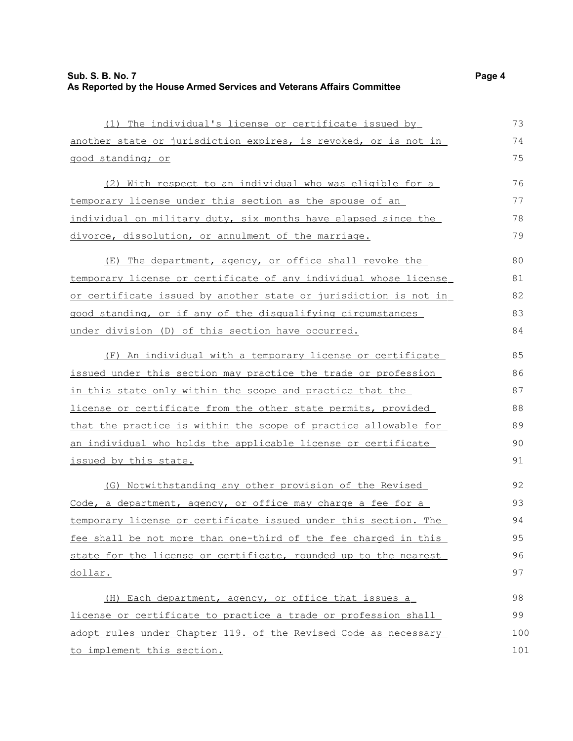(1) The individual's license or certificate issued by another state or jurisdiction expires, is revoked, or is not in good standing; or

(2) With respect to an individual who was eligible for a temporary license under this section as the spouse of an individual on military duty, six months have elapsed since the divorce, dissolution, or annulment of the marriage.

(E) The department, agency, or office shall revoke the temporary license or certificate of any individual whose license or certificate issued by another state or jurisdiction is not in good standing, or if any of the disqualifying circumstances under division (D) of this section have occurred.

(F) An individual with a temporary license or certificate issued under this section may practice the trade or profession in this state only within the scope and practice that the license or certificate from the other state permits, provided that the practice is within the scope of practice allowable for an individual who holds the applicable license or certificate issued by this state.

(G) Notwithstanding any other provision of the Revised Code, a department, agency, or office may charge a fee for a temporary license or certificate issued under this section. The fee shall be not more than one-third of the fee charged in this state for the license or certificate, rounded up to the nearest dollar.

(H) Each department, agency, or office that issues a license or certificate to practice a trade or profession shall adopt rules under Chapter 119. of the Revised Code as necessary to implement this section.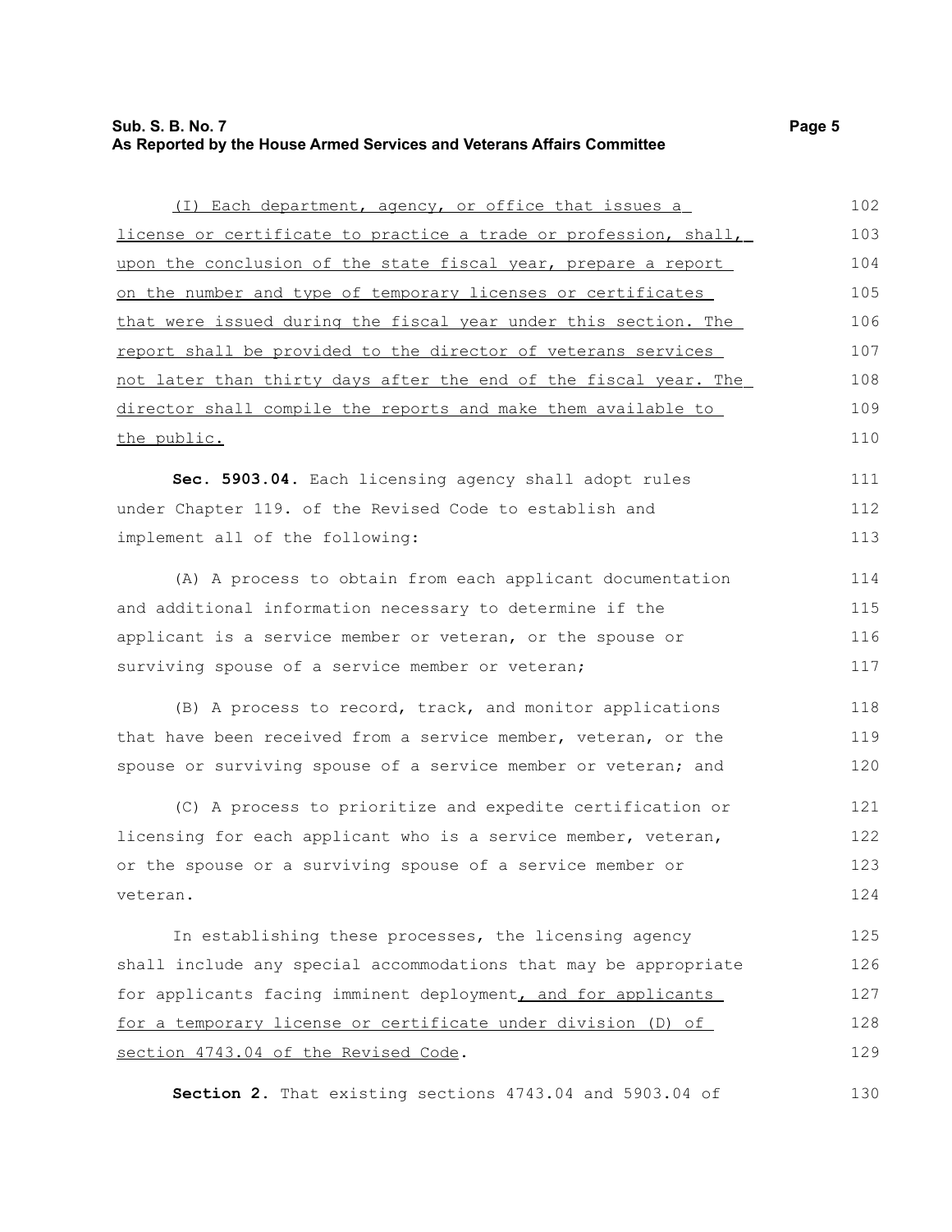(I) Each department, agency, or office that issues a license or certificate to practice a trade or profession, shall, upon the conclusion of the state fiscal year, prepare a report on the number and type of temporary licenses or certificates that were issued during the fiscal year under this section. The report shall be provided to the director of veterans services not later than thirty days after the end of the fiscal year. The director shall compile the reports and make them available to the public.

**Sec. 5903.04.** Each licensing agency shall adopt rules under Chapter 119. of the Revised Code to establish and implement all of the following:

(A) A process to obtain from each applicant documentation and additional information necessary to determine if the applicant is a service member or veteran, or the spouse or surviving spouse of a service member or veteran;

(B) A process to record, track, and monitor applications that have been received from a service member, veteran, or the spouse or surviving spouse of a service member or veteran; and

(C) A process to prioritize and expedite certification or licensing for each applicant who is a service member, veteran, or the spouse or a surviving spouse of a service member or veteran.

In establishing these processes, the licensing agency shall include any special accommodations that may be appropriate for applicants facing imminent deployment, and for applicants for a temporary license or certificate under division (D) of section 4743.04 of the Revised Code.

**Section 2.** That existing sections 4743.04 and 5903.04 of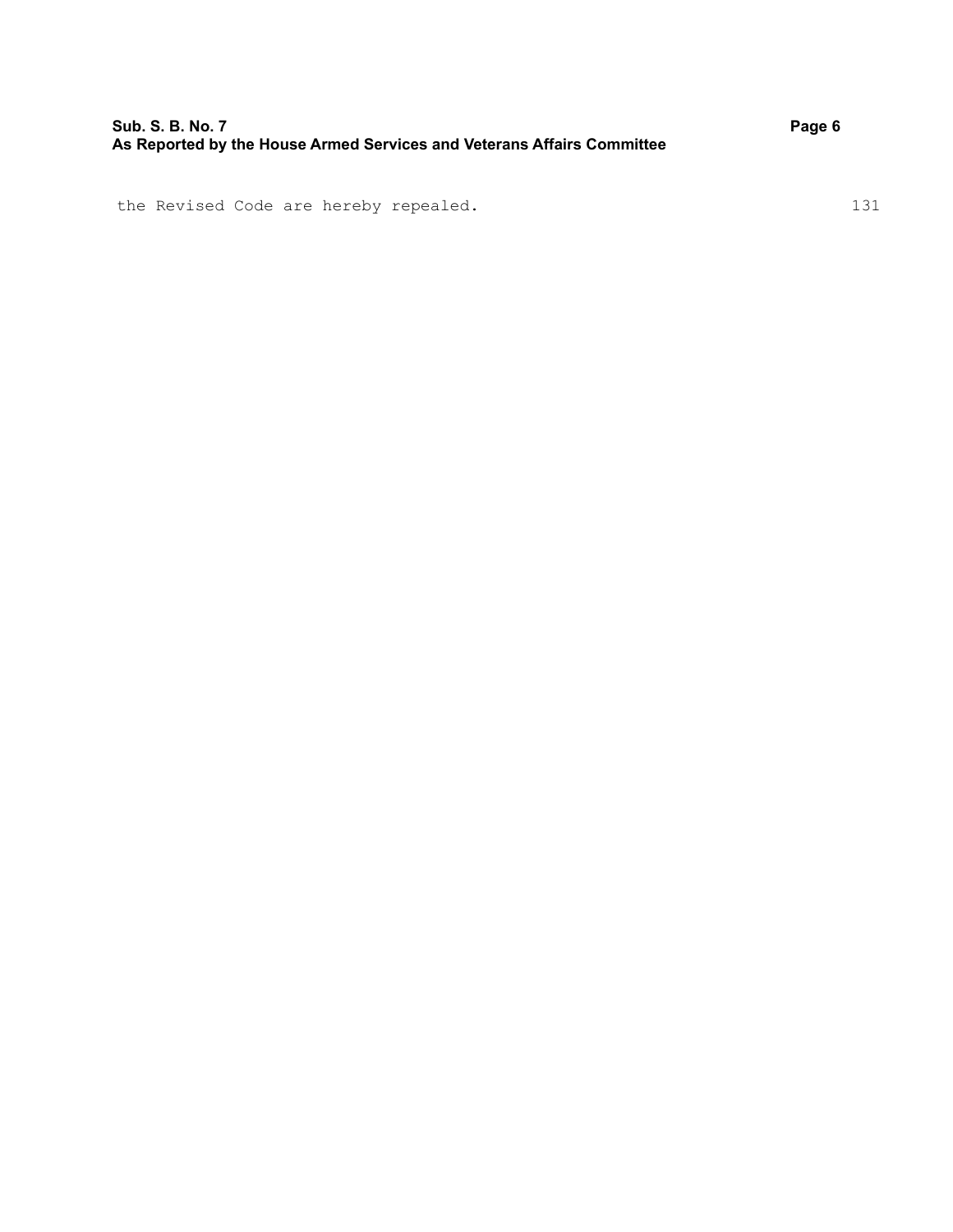the Revised Code are hereby repealed. 131